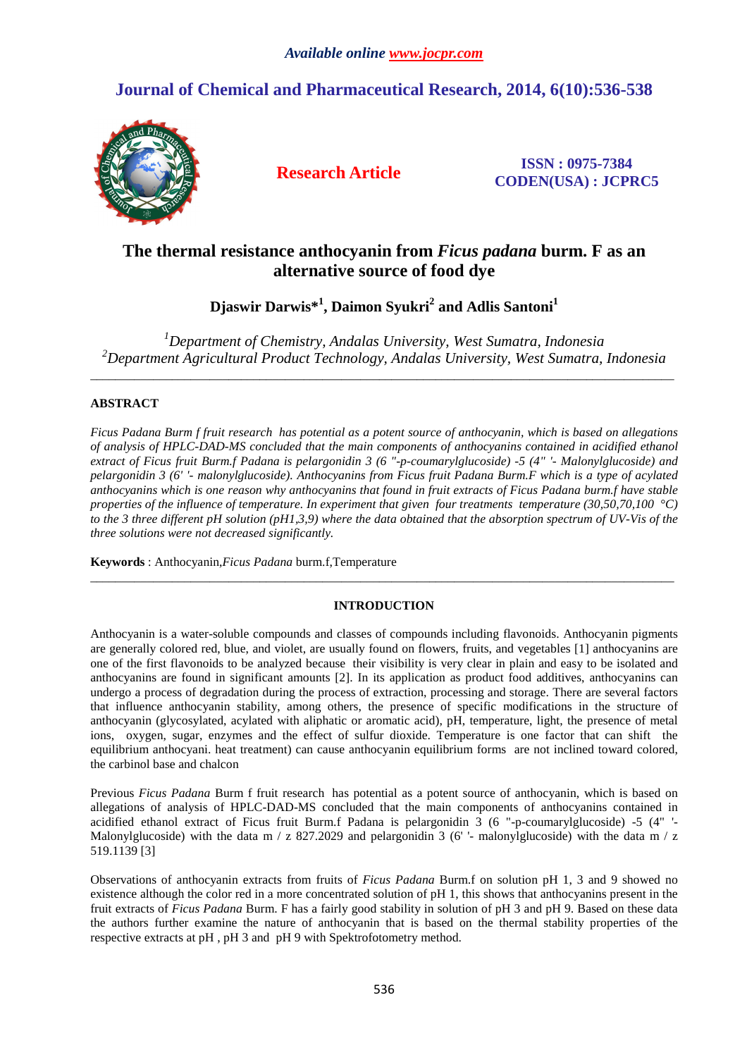# The thermal resistance anthocyanin from *Ficus padana* burm. F as an alternative source of food dye

**Djaswir Darwis*[1], Daimon Syukri[2] and Adlis Santoni[1]**

*[1]Department of Chemistry, Andalas University, West Sumatra, Indonesia*
*[2]Department Agricultural Product Technology, Andalas University, West Sumatra, Indonesia*

---

## ABSTRACT

*Ficus Padana Burm f fruit research has potential as a potent source of anthocyanin, which is based on allegations of analysis of HPLC-DAD-MS concluded that the main components of anthocyanins contained in acidified ethanol extract of Ficus fruit Burm.f Padana is pelargonidin 3 (6 "-p-coumarylglucoside) -5 (4" '- Malonylglucoside) and pelargonidin 3 (6' '- malonylglucoside). Anthocyanins from Ficus fruit Padana Burm.F which is a type of acylated anthocyanins which is one reason why anthocyanins that found in fruit extracts of Ficus Padana burm.f have stable properties of the influence of temperature. In experiment that given four treatments temperature (30,50,70,100 °C) to the 3 three different pH solution (pH1,3,9) where the data obtained that the absorption spectrum of UV-Vis of the three solutions were not decreased significantly.*

**Keywords** : Anthocyanin,*Ficus Padana* burm.f,Temperature

---

## INTRODUCTION

Anthocyanin is a water-soluble compounds and classes of compounds including flavonoids. Anthocyanin pigments are generally colored red, blue, and violet, are usually found on flowers, fruits, and vegetables [1] anthocyanins are one of the first flavonoids to be analyzed because their visibility is very clear in plain and easy to be isolated and anthocyanins are found in significant amounts [2]. In its application as product food additives, anthocyanins can undergo a process of degradation during the process of extraction, processing and storage. There are several factors that influence anthocyanin stability, among others, the presence of specific modifications in the structure of anthocyanin (glycosylated, acylated with aliphatic or aromatic acid), pH, temperature, light, the presence of metal ions, oxygen, sugar, enzymes and the effect of sulfur dioxide. Temperature is one factor that can shift the equilibrium anthocyani. heat treatment) can cause anthocyanin equilibrium forms are not inclined toward colored, the carbinol base and chalcon

Previous *Ficus Padana* Burm f fruit research has potential as a potent source of anthocyanin, which is based on allegations of analysis of HPLC-DAD-MS concluded that the main components of anthocyanins contained in acidified ethanol extract of Ficus fruit Burm.f Padana is pelargonidin 3 (6 "-p-coumarylglucoside) -5 (4" '- Malonylglucoside) with the data m / z 827.2029 and pelargonidin 3 (6' '- malonylglucoside) with the data m / z 519.1139 [3]

Observations of anthocyanin extracts from fruits of *Ficus Padana* Burm.f on solution pH 1, 3 and 9 showed no existence although the color red in a more concentrated solution of pH 1, this shows that anthocyanins present in the fruit extracts of *Ficus Padana* Burm. F has a fairly good stability in solution of pH 3 and pH 9. Based on these data the authors further examine the nature of anthocyanin that is based on the thermal stability properties of the respective extracts at pH , pH 3 and pH 9 with Spektrofotometry method.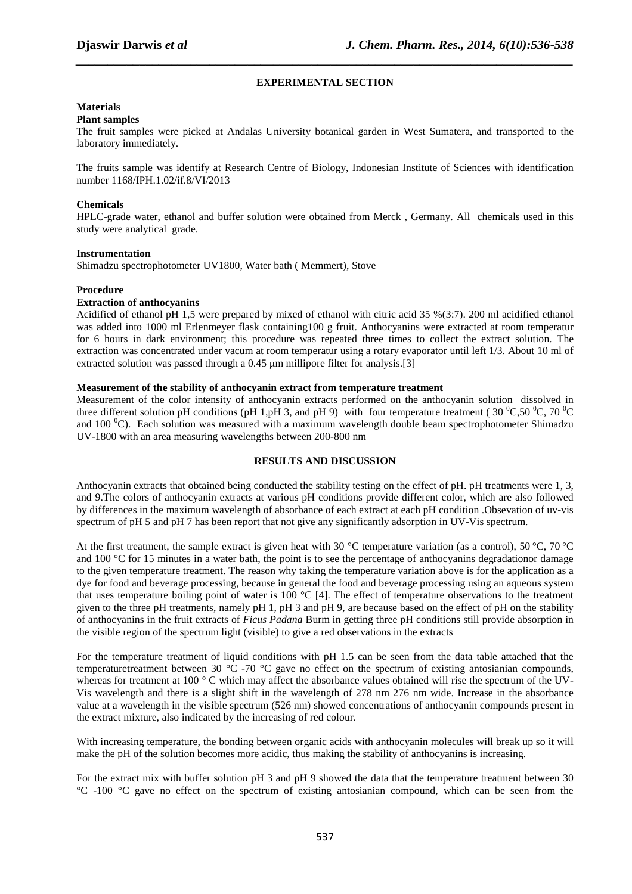## EXPERIMENTAL SECTION

### Materials

#### Plant samples

The fruit samples were picked at Andalas University botanical garden in West Sumatera, and transported to the laboratory immediately.

The fruits sample was identify at Research Centre of Biology, Indonesian Institute of Sciences with identification number 1168/IPH.1.02/if.8/VI/2013

#### Chemicals

HPLC-grade water, ethanol and buffer solution were obtained from Merck , Germany. All chemicals used in this study were analytical grade.

#### Instrumentation

Shimadzu spectrophotometer UV1800, Water bath ( Memmert), Stove

### Procedure

#### Extraction of anthocyanins

Acidified of ethanol pH 1,5 were prepared by mixed of ethanol with citric acid 35 %(3:7). 200 ml acidified ethanol was added into 1000 ml Erlenmeyer flask containing100 g fruit. Anthocyanins were extracted at room temperatur for 6 hours in dark environment; this procedure was repeated three times to collect the extract solution. The extraction was concentrated under vacum at room temperatur using a rotary evaporator until left 1/3. About 10 ml of extracted solution was passed through a 0.45 μm millipore filter for analysis.[3]

#### Measurement of the stability of anthocyanin extract from temperature treatment

Measurement of the color intensity of anthocyanin extracts performed on the anthocyanin solution dissolved in three different solution pH conditions (pH 1,pH 3, and pH 9) with four temperature treatment ( 30 $^{0}$C,50 $^{0}$C, 70 $^{0}$C and 100 $^{0}$C). Each solution was measured with a maximum wavelength double beam spectrophotometer Shimadzu UV-1800 with an area measuring wavelengths between 200-800 nm

## RESULTS AND DISCUSSION

Anthocyanin extracts that obtained being conducted the stability testing on the effect of pH. pH treatments were 1, 3, and 9.The colors of anthocyanin extracts at various pH conditions provide different color, which are also followed by differences in the maximum wavelength of absorbance of each extract at each pH condition .Obsevation of uv-vis spectrum of pH 5 and pH 7 has been report that not give any significantly adsorption in UV-Vis spectrum.

At the first treatment, the sample extract is given heat with 30 °C temperature variation (as a control), 50 °C, 70 °C and 100 °C for 15 minutes in a water bath, the point is to see the percentage of anthocyanins degradationor damage to the given temperature treatment. The reason why taking the temperature variation above is for the application as a dye for food and beverage processing, because in general the food and beverage processing using an aqueous system that uses temperature boiling point of water is 100 °C [4]. The effect of temperature observations to the treatment given to the three pH treatments, namely pH 1, pH 3 and pH 9, are because based on the effect of pH on the stability of anthocyanins in the fruit extracts of *Ficus Padana* Burm in getting three pH conditions still provide absorption in the visible region of the spectrum light (visible) to give a red observations in the extracts

For the temperature treatment of liquid conditions with pH 1.5 can be seen from the data table attached that the temperaturetreatment between 30 °C -70 °C gave no effect on the spectrum of existing antosianian compounds, whereas for treatment at 100 ° C which may affect the absorbance values obtained will rise the spectrum of the UV-Vis wavelength and there is a slight shift in the wavelength of 278 nm 276 nm wide. Increase in the absorbance value at a wavelength in the visible spectrum (526 nm) showed concentrations of anthocyanin compounds present in the extract mixture, also indicated by the increasing of red colour.

With increasing temperature, the bonding between organic acids with anthocyanin molecules will break up so it will make the pH of the solution becomes more acidic, thus making the stability of anthocyanins is increasing.

For the extract mix with buffer solution pH 3 and pH 9 showed the data that the temperature treatment between 30 °C -100 °C gave no effect on the spectrum of existing antosianian compound, which can be seen from the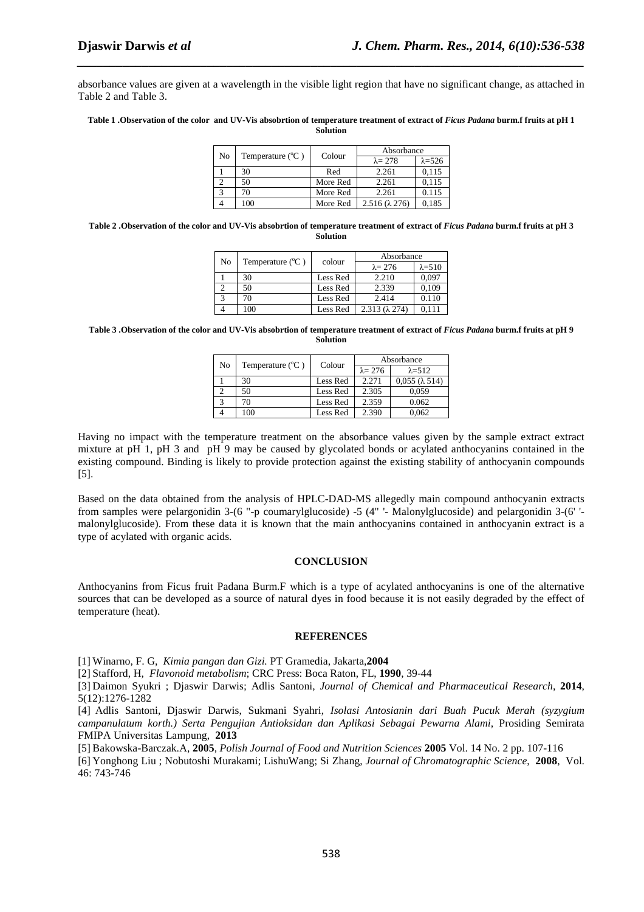absorbance values are given at a wavelength in the visible light region that have no significant change, as attached in Table 2 and Table 3.

**Table 1 .Observation of the color and UV-Vis absobrtion of temperature treatment of extract of *Ficus Padana* burm.f fruits at pH 1 Solution**

| No | Temperature (ºC ) | Colour | Absorbance | |
|---|---|---|---|---|
| | | | λ= 278 | λ=526 |
| 1 | 30 | Red | 2.261 | 0,115 |
| 2 | 50 | More Red | 2.261 | 0,115 |
| 3 | 70 | More Red | 2.261 | 0.115 |
| 4 | 100 | More Red | 2.516 (λ 276) | 0,185 |

**Table 2 .Observation of the color and UV-Vis absobrtion of temperature treatment of extract of *Ficus Padana* burm.f fruits at pH 3 Solution**

| No | Temperature (ºC ) | colour | Absorbance | |
|---|---|---|---|---|
| | | | λ= 276 | λ=510 |
| 1 | 30 | Less Red | 2.210 | 0,097 |
| 2 | 50 | Less Red | 2.339 | 0,109 |
| 3 | 70 | Less Red | 2.414 | 0.110 |
| 4 | 100 | Less Red | 2.313 (λ 274) | 0,111 |

**Table 3 .Observation of the color and UV-Vis absobrtion of temperature treatment of extract of *Ficus Padana* burm.f fruits at pH 9 Solution**

| No | Temperature (ºC ) | Colour | Absorbance | |
|---|---|---|---|---|
| | | | λ= 276 | λ=512 |
| 1 | 30 | Less Red | 2.271 | 0,055 (λ 514) |
| 2 | 50 | Less Red | 2.305 | 0,059 |
| 3 | 70 | Less Red | 2.359 | 0.062 |
| 4 | 100 | Less Red | 2.390 | 0,062 |

Having no impact with the temperature treatment on the absorbance values given by the sample extract extract mixture at pH 1, pH 3 and pH 9 may be caused by glycolated bonds or acylated anthocyanins contained in the existing compound. Binding is likely to provide protection against the existing stability of anthocyanin compounds [5].

Based on the data obtained from the analysis of HPLC-DAD-MS allegedly main compound anthocyanin extracts from samples were pelargonidin 3-(6 "-p coumarylglucoside) -5 (4" '- Malonylglucoside) and pelargonidin 3-(6' '-malonylglucoside). From these data it is known that the main anthocyanins contained in anthocyanin extract is a type of acylated with organic acids.

## CONCLUSION

Anthocyanins from Ficus fruit Padana Burm.F which is a type of acylated anthocyanins is one of the alternative sources that can be developed as a source of natural dyes in food because it is not easily degraded by the effect of temperature (heat).

## REFERENCES

[1] Winarno, F. G, *Kimia pangan dan Gizi.* PT Gramedia, Jakarta,**2004**

[2] Stafford, H, *Flavonoid metabolism*; CRC Press: Boca Raton, FL, **1990**, 39-44

[3] Daimon Syukri ; Djaswir Darwis; Adlis Santoni, *Journal of Chemical and Pharmaceutical Research*, **2014**, 5(12):1276-1282

[4] Adlis Santoni, Djaswir Darwis, Sukmani Syahri, *Isolasi Antosianin dari Buah Pucuk Merah (syzygium campanulatum korth.) Serta Pengujian Antioksidan dan Aplikasi Sebagai Pewarna Alami*, Prosiding Semirata FMIPA Universitas Lampung, **2013**

[5] Bakowska-Barczak.A, **2005**, *Polish Journal of Food and Nutrition Sciences* **2005** Vol. 14 No. 2 pp. 107-116

[6] Yonghong Liu ; Nobutoshi Murakami; LishuWang; Si Zhang, *Journal of Chromatographic Science*, **2008**, Vol. 46: 743-746